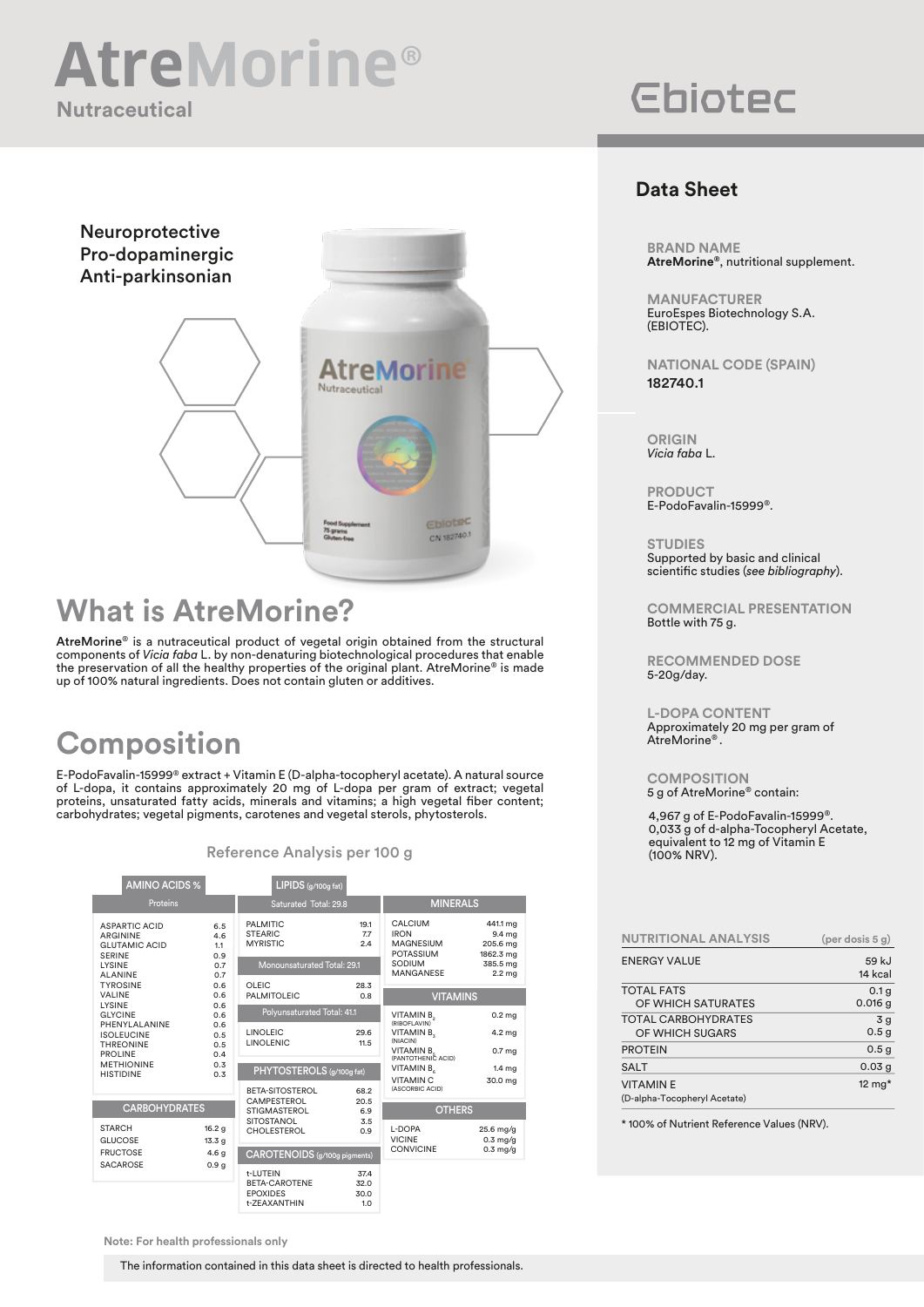# AtreMorine®

Nutraceutical

Ebiotec

Neuroprotective
Pro-dopaminergic
Anti-parkinsonian

## What is AtreMorine?

**AtreMorine®** is a nutraceutical product of vegetal origin obtained from the structural components of *Vicia faba* L. by non-denaturing biotechnological procedures that enable the preservation of all the healthy properties of the original plant. AtreMorine® is made up of 100% natural ingredients. Does not contain gluten or additives.

## Composition

E-PodoFavalin-15999® extract + Vitamin E (D-alpha-tocopheryl acetate). A natural source of L-dopa, it contains approximately 20 mg per gram of extract; vegetal proteins, unsaturated fatty acids, minerals and vitamins; a high vegetal fiber content; carbohydrates; vegetal pigments, carotenes and vegetal sterols, phytosterols.

### Reference Analysis per 100 g

**AMINO ACIDS %**

| Proteins | |
|---|---|
| ASPARTIC ACID | 6.5 |
| ARGININE | 4.6 |
| GLUTAMIC ACID | 1.1 |
| SERINE | 0.9 |
| LYSINE | 0.7 |
| ALANINE | 0.7 |
| TYROSINE | 0.6 |
| VALINE | 0.6 |
| LYSINE | 0.6 |
| GLYCINE | 0.6 |
| PHENYLALANINE | 0.6 |
| ISOLEUCINE | 0.5 |
| THREONINE | 0.5 |
| PROLINE | 0.4 |
| METHIONINE | 0.3 |
| HISTIDINE | 0.3 |

**CARBOHYDRATES**

| | |
|---|---|
| STARCH | 16.2 g |
| GLUCOSE | 13.3 g |
| FRUCTOSE | 4.6 g |
| SACAROSE | 0.9 g |

**LIPIDS (g/100g fat)**

| Saturated Total: 29.8 | |
|---|---|
| PALMITIC | 19.1 |
| STEARIC | 7.7 |
| MYRISTIC | 2.4 |
| **Monounsaturated Total: 29.1** | |
| OLEIC | 28.3 |
| PALMITOLEIC | 0.8 |
| **Polyunsaturated Total: 41.1** | |
| LINOLEIC | 29.6 |
| LINOLENIC | 11.5 |

**PHYTOSTEROLS (g/100g fat)**

| | |
|---|---|
| BETA-SITOSTEROL | 68.2 |
| CAMPESTEROL | 20.5 |
| STIGMASTEROL | 6.9 |
| SITOSTANOL | 3.5 |
| CHOLESTEROL | 0.9 |

**CAROTENOIDS (g/100g pigments)**

| | |
|---|---|
| t-LUTEIN | 37.4 |
| BETA-CAROTENE | 32.0 |
| EPOXIDES | 30.0 |
| t-ZEAXANTHIN | 1.0 |

**MINERALS**

| | |
|---|---|
| CALCIUM | 441.1 mg |
| IRON | 9.4 mg |
| MAGNESIUM | 205.6 mg |
| POTASSIUM | 1862.3 mg |
| SODIUM | 385.5 mg |
| MANGANESE | 2.2 mg |

**VITAMINS**

| | |
|---|---|
| VITAMIN $B_2$ (RIBOFLAVIN) | 0.2 mg |
| VITAMIN $B_3$ (NIACIN) | 4.2 mg |
| VITAMIN $B_5$ (PANTOTHENIC ACID) | 0.7 mg |
| VITAMIN $B_6$ | 1.4 mg |
| VITAMIN C (ASCORBIC ACID) | 30.0 mg |

**OTHERS**

| | |
|---|---|
| L-DOPA | 25.6 mg/g |
| VICINE | 0.3 mg/g |
| CONVICINE | 0.3 mg/g |

## Data Sheet

**BRAND NAME**
**AtreMorine®**, nutritional supplement.

**MANUFACTURER**
EuroEspes Biotechnology S.A. (EBIOTEC).

**NATIONAL CODE (SPAIN)**
**182740.1**

**ORIGIN**
*Vicia faba* L.

**PRODUCT**
E-PodoFavalin-15999®.

**STUDIES**
Supported by basic and clinical scientific studies (*see bibliography*).

**COMMERCIAL PRESENTATION**
Bottle with 75 g.

**RECOMMENDED DOSE**
5-20g/day.

**L-DOPA CONTENT**
Approximately 20 mg per gram of AtreMorine®.

**COMPOSITION**
5 g of AtreMorine® contain:

4,967 g of E-PodoFavalin-15999®.
0,033 g of d-alpha-Tocopheryl Acetate, equivalent to 12 mg of Vitamin E (100% NRV).

| NUTRITIONAL ANALYSIS | (per dosis 5 g) |
|---|---|
| ENERGY VALUE | 59 kJ / 14 kcal |
| TOTAL FATS | 0.1 g |
| OF WHICH SATURATES | 0.016 g |
| TOTAL CARBOHYDRATES | 3 g |
| OF WHICH SUGARS | 0.5 g |
| PROTEIN | 0.5 g |
| SALT | 0.03 g |
| VITAMIN E (D-alpha-Tocopheryl Acetate) | 12 mg* |

\* 100% of Nutrient Reference Values (NRV).

**Note: For health professionals only**

The information contained in this data sheet is directed to health professionals.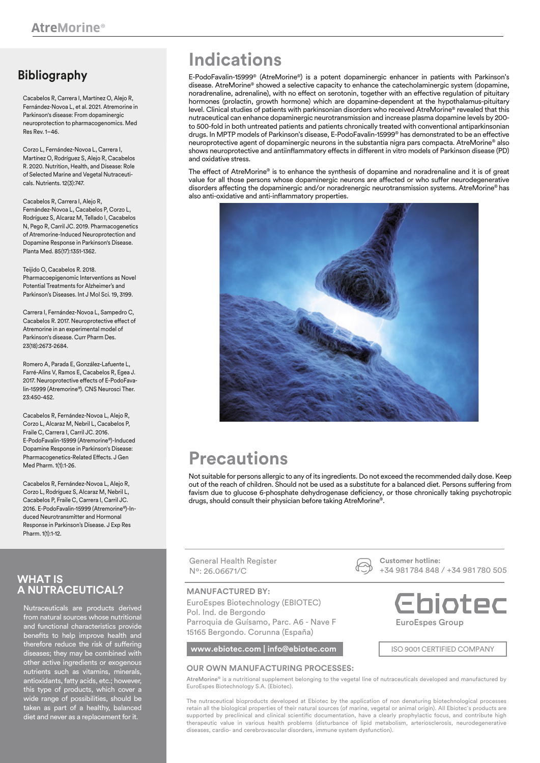# Indications

E-PodoFavalin-15999® (AtreMorine®) is a potent dopaminergic enhancer in patients with Parkinson's disease. AtreMorine® showed a selective capacity to enhance the catecholaminergic system (dopamine, noradrenaline, adrenaline), with no effect on serotonin, together with an effective regulation of pituitary hormones (prolactin, growth hormone) which are dopamine-dependent at the hypothalamus-pituitary level. Clinical studies of patients with parkinsonian disorders who received AtreMorine® revealed that this nutraceutical can enhance dopaminergic neurotransmission and increase plasma dopamine levels by 200- to 500-fold in both untreated patients and patients chronically treated with conventional antiparkinsonian drugs. In MPTP models of Parkinson's disease, E-PodoFavalin-15999® has demonstrated to be an effective neuroprotective agent of dopaminergic neurons in the substantia nigra pars compacta. AtreMorine® also shows neuroprotective and antiinflammatory effects in different in vitro models of Parkinson disease (PD) and oxidative stress.

The effect of AtreMorine® is to enhance the synthesis of dopamine and noradrenaline and it is of great value for all those persons whose dopaminergic neurons are affected or who suffer neurodegenerative disorders affecting the dopaminergic and/or noradrenergic neurotransmission systems. AtreMorine® has also anti-oxidative and anti-inflammatory properties.

# Precautions

Not suitable for persons allergic to any of its ingredients. Do not exceed the recommended daily dose. Keep out of the reach of children. Should not be used as a substitute for a balanced diet. Persons suffering from favism due to glucose 6-phosphate dehydrogenase deficiency, or those chronically taking psychotropic drugs, should consult their physician before taking AtreMorine®.

## Bibliography

Cacabelos R, Carrera I, Martínez O, Alejo R, Fernández-Novoa L, et al. 2021. Atremorine in Parkinson's disease: From dopaminergic neuroprotection to pharmacogenomics. Med Res Rev. 1–46.

Corzo L, Fernández-Novoa L, Carrera I, Martínez O, Rodríguez S, Alejo R, Cacabelos R. 2020. Nutrition, Health, and Disease: Role of Selected Marine and Vegetal Nutraceuticals. Nutrients. 12(3):747.

Cacabelos R, Carrera I, Alejo R, Fernández-Novoa L, Cacabelos P, Corzo L, Rodríguez S, Alcaraz M, Tellado I, Cacabelos N, Pego R, Carril JC. 2019. Pharmacogenetics of Atremorine-Induced Neuroprotection and Dopamine Response in Parkinson's Disease. Planta Med. 85(17):1351-1362.

Teijido O, Cacabelos R. 2018. Pharmacoepigenomic Interventions as Novel Potential Treatments for Alzheimer's and Parkinson's Diseases. Int J Mol Sci. 19, 3199.

Carrera I, Fernández-Novoa L, Sampedro C, Cacabelos R. 2017. Neuroprotective effect of Atremorine in an experimental model of Parkinson's disease. Curr Pharm Des. 23(18):2673-2684.

Romero A, Parada E, González-Lafuente L, Farré-Alins V, Ramos E, Cacabelos R, Egea J. 2017. Neuroprotective effects of E-PodoFavalin-15999 (Atremorine®). CNS Neurosci Ther. 23:450-452.

Cacabelos R, Fernández-Novoa L, Alejo R, Corzo L, Alcaraz M, Nebril L, Cacabelos P, Fraile C, Carrera I, Carril JC. 2016. E-PodoFavalin-15999 (Atremorine®)-Induced Dopamine Response in Parkinson's Disease: Pharmacogenetics-Related Effects. J Gen Med Pharm. 1(1):1-26.

Cacabelos R, Fernández-Novoa L, Alejo R, Corzo L, Rodríguez S, Alcaraz M, Nebril L, Cacabelos P, Fraile C, Carrera I, Carril JC. 2016. E-PodoFavalin-15999 (Atremorine®)-Induced Neurotransmitter and Hormonal Response in Parkinson's Disease. J Exp Res Pharm. 1(1):1-12.

## WHAT IS A NUTRACEUTICAL?

Nutraceuticals are products derived from natural sources whose nutritional and functional characteristics provide benefits to help improve health and therefore reduce the risk of suffering diseases; they may be combined with other active ingredients or exogenous nutrients such as vitamins, minerals, antioxidants, fatty acids, etc.; however, this type of products, which cover a wide range of possibilities, should be taken as part of a healthy, balanced diet and never as a replacement for it.

General Health Register
Nº: 26.06671/C

**Customer hotline:**
+34 981 784 848 / +34 981 780 505

**MANUFACTURED BY:**

EuroEspes Biotechnology (EBIOTEC)
Pol. Ind. de Bergondo
Parroquia de Guísamo, Parc. A6 - Nave F
15165 Bergondo. Corunna (España)

Ebiotec
EuroEspes Group

**www.ebiotec.com | info@ebiotec.com**

ISO 9001 CERTIFIED COMPANY

**OUR OWN MANUFACTURING PROCESSES:**

**AtreMorine®** is a nutritional supplement belonging to the vegetal line of nutraceuticals developed and manufactured by EuroEspes Biotechnology S.A. (Ebiotec).

The nutraceutical bioproducts developed at Ebiotec by the application of non denaturing biotechnological processes retain all the biological properties of their natural sources (of marine, vegetal or animal origin). All Ebiotec´s products are supported by preclinical and clinical scientific documentation, have a clearly prophylactic focus, and contribute high therapeutic value in various health problems (disturbance of lipid metabolism, arteriosclerosis, neurodegenerative diseases, cardio- and cerebrovascular disorders, immune system dysfunction).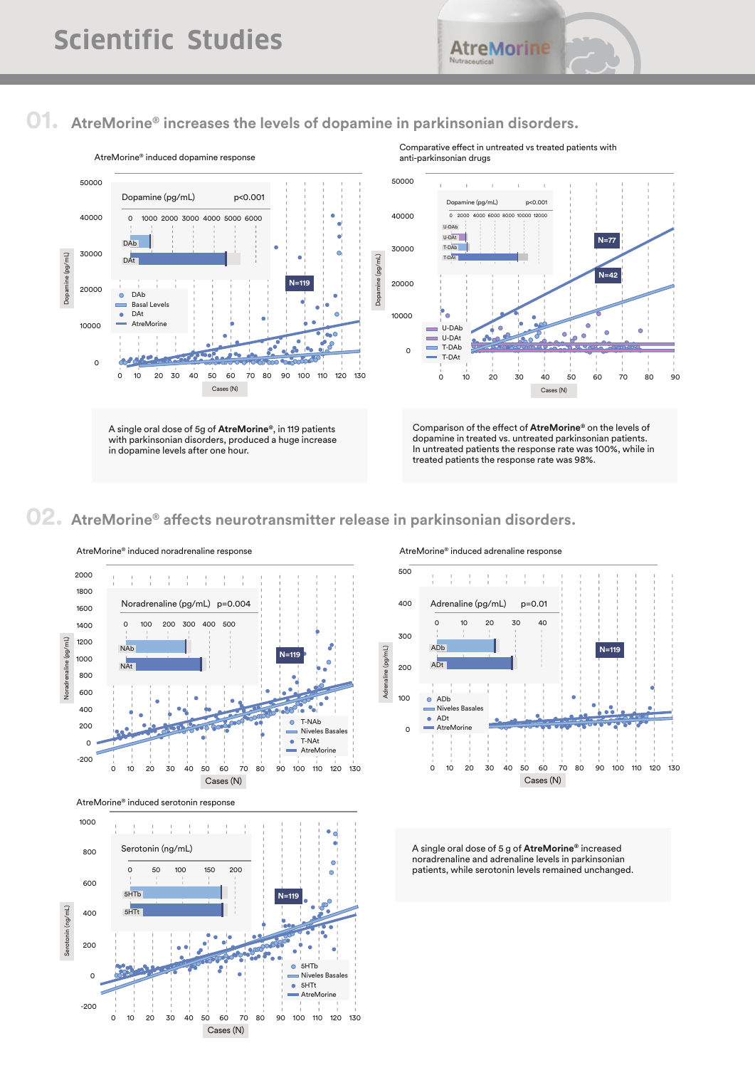# Scientific Studies

## 01. AtreMorine® increases the levels of dopamine in parkinsonian disorders.

AtreMorine® induced dopamine response

Comparative effect in untreated vs treated patients with anti-parkinsonian drugs

A single oral dose of 5g of **AtreMorine®**, in 119 patients with parkinsonian disorders, produced a huge increase in dopamine levels after one hour.

Comparison of the effect of **AtreMorine®** on the levels of dopamine in treated vs. untreated parkinsonian patients. In untreated patients the response rate was 100%, while in treated patients the response rate was 98%.

## 02. AtreMorine® affects neurotransmitter release in parkinsonian disorders.

AtreMorine® induced noradrenaline response

AtreMorine® induced adrenaline response

AtreMorine® induced serotonin response

A single oral dose of 5 g of **AtreMorine®** increased noradrenaline and adrenaline levels in parkinsonian patients, while serotonin levels remained unchanged.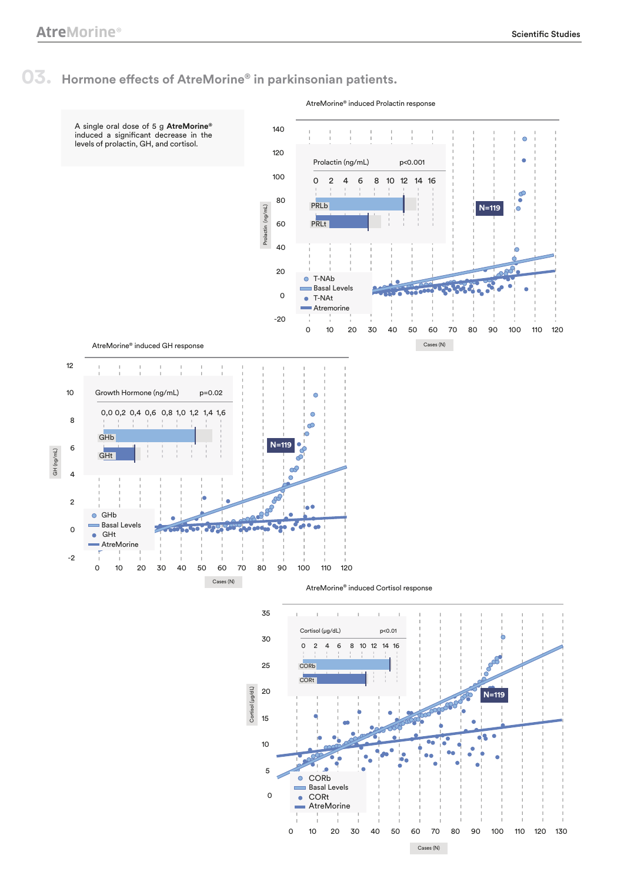## 03. Hormone effects of AtreMorine® in parkinsonian patients.

A single oral dose of 5 g **AtreMorine®** induced a significant decrease in the levels of prolactin, GH, and cortisol.

AtreMorine® induced Prolactin response

Prolactin (ng/mL) $p<0.001$

PRLb

PRLt

N=119

T-NAb
Basal Levels
T-NAt
Atremorine

Cases (N)

AtreMorine® induced GH response

Growth Hormone (ng/mL) $p=0.02$

GHb

GHt

N=119

GHb
Basal Levels
GHt
AtreMorine

Cases (N)

AtreMorine® induced Cortisol response

Cortisol (μg/dL) $p<0.01$

CORb

CORt

N=119

CORb
Basal Levels
CORt
AtreMorine

Cases (N)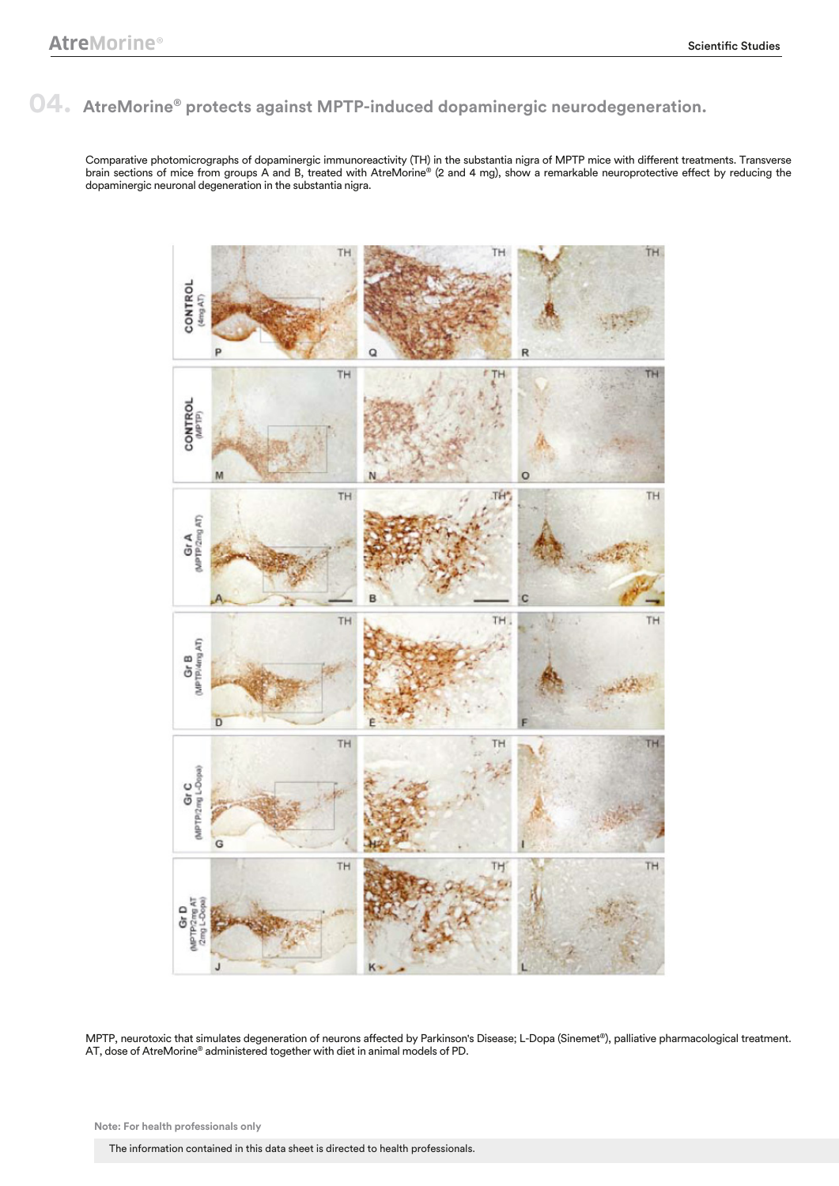## 04. AtreMorine® protects against MPTP-induced dopaminergic neurodegeneration.

Comparative photomicrographs of dopaminergic immunoreactivity (TH) in the substantia nigra of MPTP mice with different treatments. Transverse brain sections of mice from groups A and B, treated with AtreMorine® (2 and 4 mg), show a remarkable neuroprotective effect by reducing the dopaminergic neuronal degeneration in the substantia nigra.

MPTP, neurotoxic that simulates degeneration of neurons affected by Parkinson's Disease; L-Dopa (Sinemet®), palliative pharmacological treatment. AT, dose of AtreMorine® administered together with diet in animal models of PD.

**Note: For health professionals only**

The information contained in this data sheet is directed to health professionals.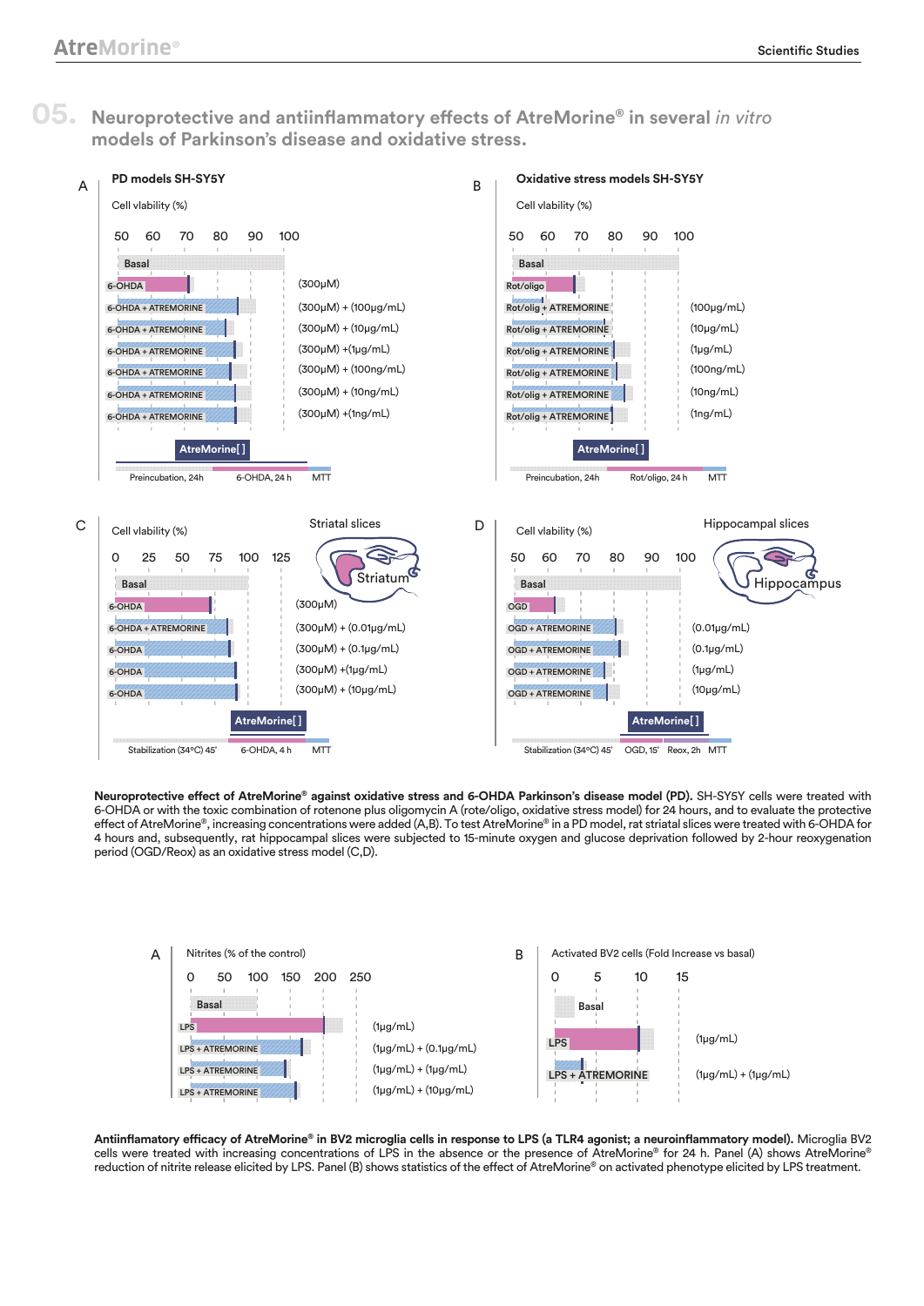## 05. Neuroprotective and antiinflammatory effects of AtreMorine® in several *in vitro* models of Parkinson's disease and oxidative stress.

A

PD models SH-SY5Y

Cell vlability (%)

50 60 70 80 90 100

Basal

6-OHDA (300µM)

6-OHDA + ATREMORINE (300µM) + (100µg/mL)

6-OHDA + ATREMORINE (300µM) + (10µg/mL)

6-OHDA + ATREMORINE (300µM) +(1µg/mL)

6-OHDA + ATREMORINE (300µM) + (100ng/mL)

6-OHDA + ATREMORINE (300µM) + (10ng/mL)

6-OHDA + ATREMORINE (300µM) +(1ng/mL)

AtreMorine[ ]

Preincubation, 24h 6-OHDA, 24 h MTT

B

Oxidative stress models SH-SY5Y

Cell vlability (%)

50 60 70 80 90 100

Basal

Rot/oligo

Rot/olig + ATREMORINE (100µg/mL)

Rot/olig + ATREMORINE (10µg/mL)

Rot/olig + ATREMORINE (1µg/mL)

Rot/olig + ATREMORINE (100ng/mL)

Rot/olig + ATREMORINE (10ng/mL)

Rot/olig + ATREMORINE (1ng/mL)

AtreMorine[ ]

Preincubation, 24h Rot/oligo, 24 h MTT

C

Cell vlability (%)

Striatal slices

0 25 50 75 100 125

Striatum

Basal

6-OHDA (300µM)

6-OHDA + ATREMORINE (300µM) + (0.01µg/mL)

6-OHDA (300µM) + (0.1µg/mL)

6-OHDA (300µM) +(1µg/mL)

6-OHDA (300µM) + (10µg/mL)

AtreMorine[ ]

Stabilization (34ºC) 45' 6-OHDA, 4 h MTT

D

Cell vlability (%)

Hippocampal slices

50 60 70 80 90 100

Hippocampus

Basal

OGD

OGD + ATREMORINE (0.01µg/mL)

OGD + ATREMORINE (0.1µg/mL)

OGD + ATREMORINE (1µg/mL)

OGD + ATREMORINE (10µg/mL)

AtreMorine[ ]

Stabilization (34ºC) 45' OGD, 15' Reox, 2h MTT

**Neuroprotective effect of AtreMorine® against oxidative stress and 6-OHDA Parkinson's disease model (PD).** SH-SY5Y cells were treated with 6-OHDA or with the toxic combination of rotenone plus oligomycin A (rote/oligo, oxidative stress model) for 24 hours, and to evaluate the protective effect of AtreMorine®, increasing concentrations were added (A,B). To test AtreMorine® in a PD model, rat striatal slices were treated with 6-OHDA for 4 hours and, subsequently, rat hippocampal slices were subjected to 15-minute oxygen and glucose deprivation followed by 2-hour reoxygenation period (OGD/Reox) as an oxidative stress model (C,D).

A

Nitrites (% of the control)

0 50 100 150 200 250

Basal

LPS (1µg/mL)

LPS + ATREMORINE (1µg/mL) + (0.1µg/mL)

LPS + ATREMORINE (1µg/mL) + (1µg/mL)

LPS + ATREMORINE (1µg/mL) + (10µg/mL)

B

Activated BV2 cells (Fold Increase vs basal)

0 5 10 15

Basal

LPS (1µg/mL)

LPS + ATREMORINE (1µg/mL) + (1µg/mL)

**Antiinflamatory efficacy of AtreMorine® in BV2 microglia cells in response to LPS (a TLR4 agonist; a neuroinflammatory model).** Microglia BV2 cells were treated with increasing concentrations of LPS in the absence or the presence of AtreMorine® for 24 h. Panel (A) shows AtreMorine® reduction of nitrite release elicited by LPS. Panel (B) shows statistics of the effect of AtreMorine® on activated phenotype elicited by LPS treatment.